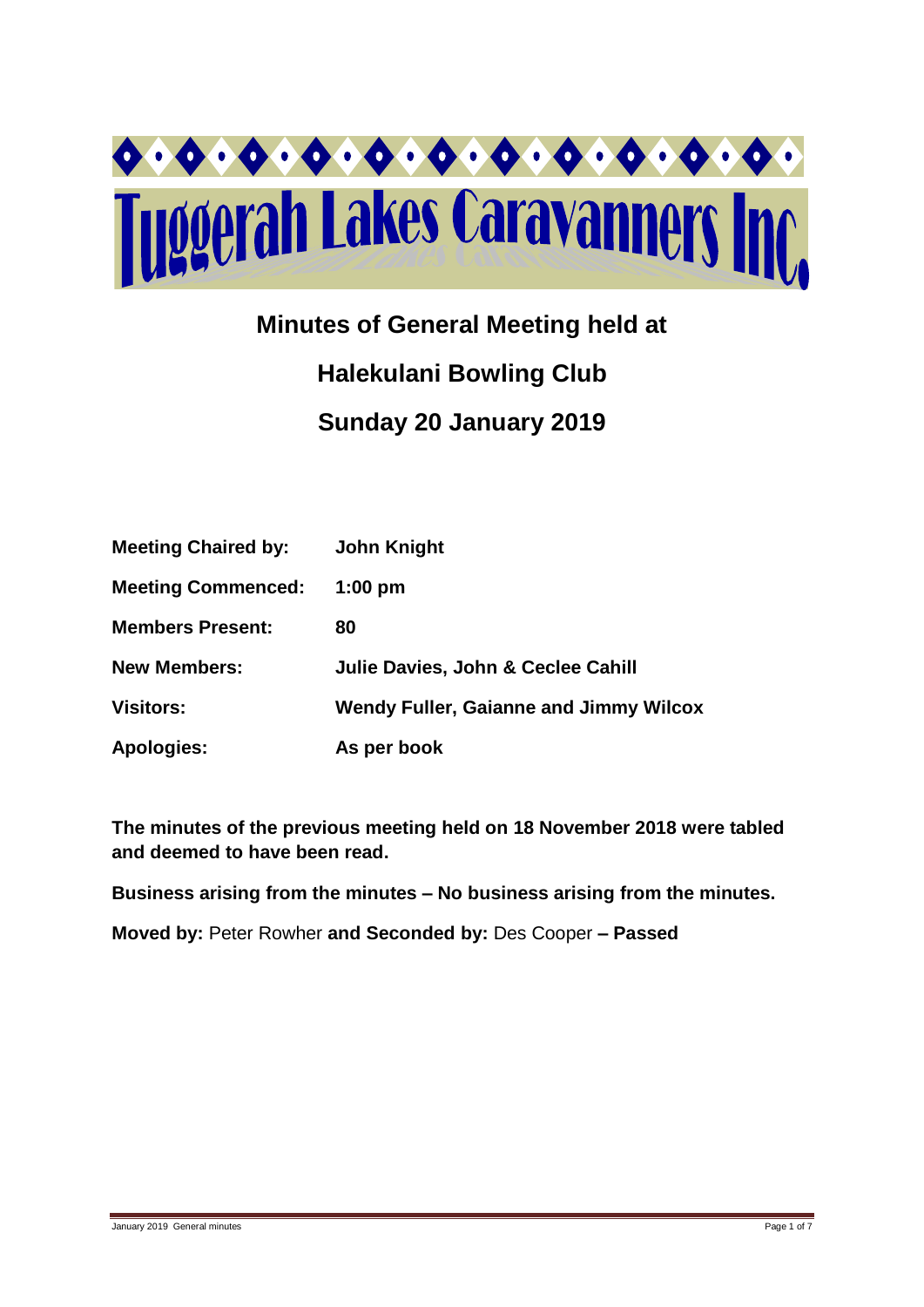# Tuggerah Lakes Caravanners Inc

## Minutes of General Meeting held at

## Halekulani Bowling Club

## Sunday 20 January 2019

| | |
|---|---|
| **Meeting Chaired by:** | **John Knight** |
| **Meeting Commenced:** | **1:00 pm** |
| **Members Present:** | **80** |
| **New Members:** | **Julie Davies, John & Ceclee Cahill** |
| **Visitors:** | **Wendy Fuller, Gaianne and Jimmy Wilcox** |
| **Apologies:** | **As per book** |

**The minutes of the previous meeting held on 18 November 2018 were tabled and deemed to have been read.**

**Business arising from the minutes – No business arising from the minutes.**

**Moved by:** Peter Rowher **and Seconded by:** Des Cooper **– Passed**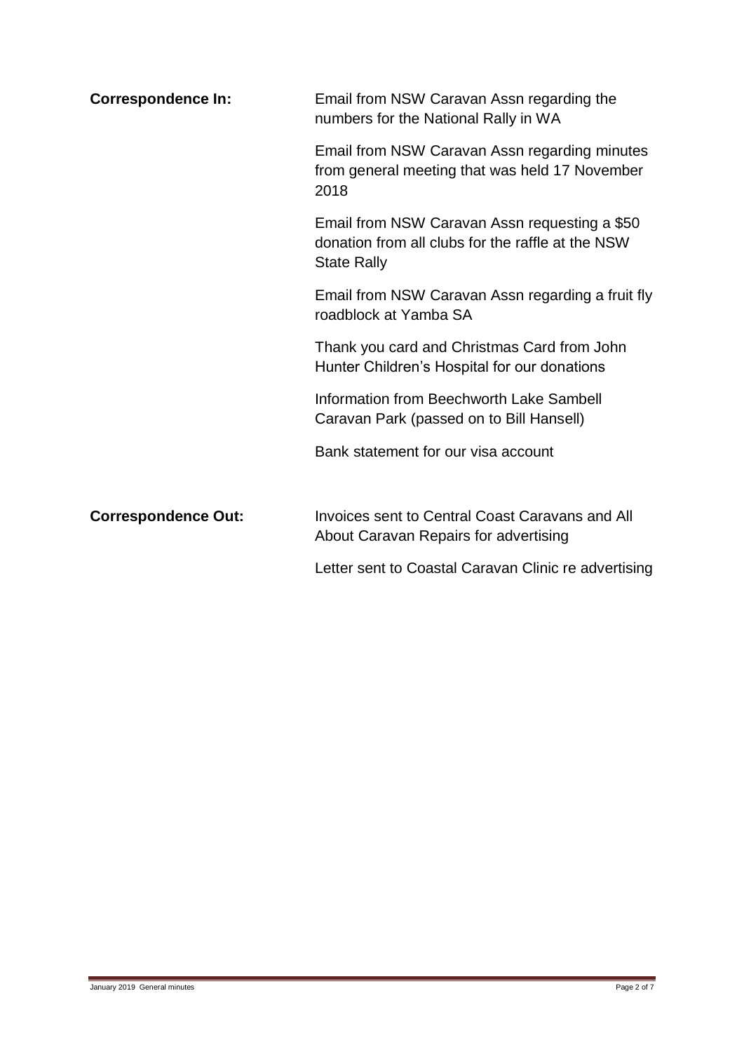**Correspondence In:**

Email from NSW Caravan Assn regarding the numbers for the National Rally in WA

Email from NSW Caravan Assn regarding minutes from general meeting that was held 17 November 2018

Email from NSW Caravan Assn requesting a $50 donation from all clubs for the raffle at the NSW State Rally

Email from NSW Caravan Assn regarding a fruit fly roadblock at Yamba SA

Thank you card and Christmas Card from John Hunter Children's Hospital for our donations

Information from Beechworth Lake Sambell Caravan Park (passed on to Bill Hansell)

Bank statement for our visa account

**Correspondence Out:**

Invoices sent to Central Coast Caravans and All About Caravan Repairs for advertising

Letter sent to Coastal Caravan Clinic re advertising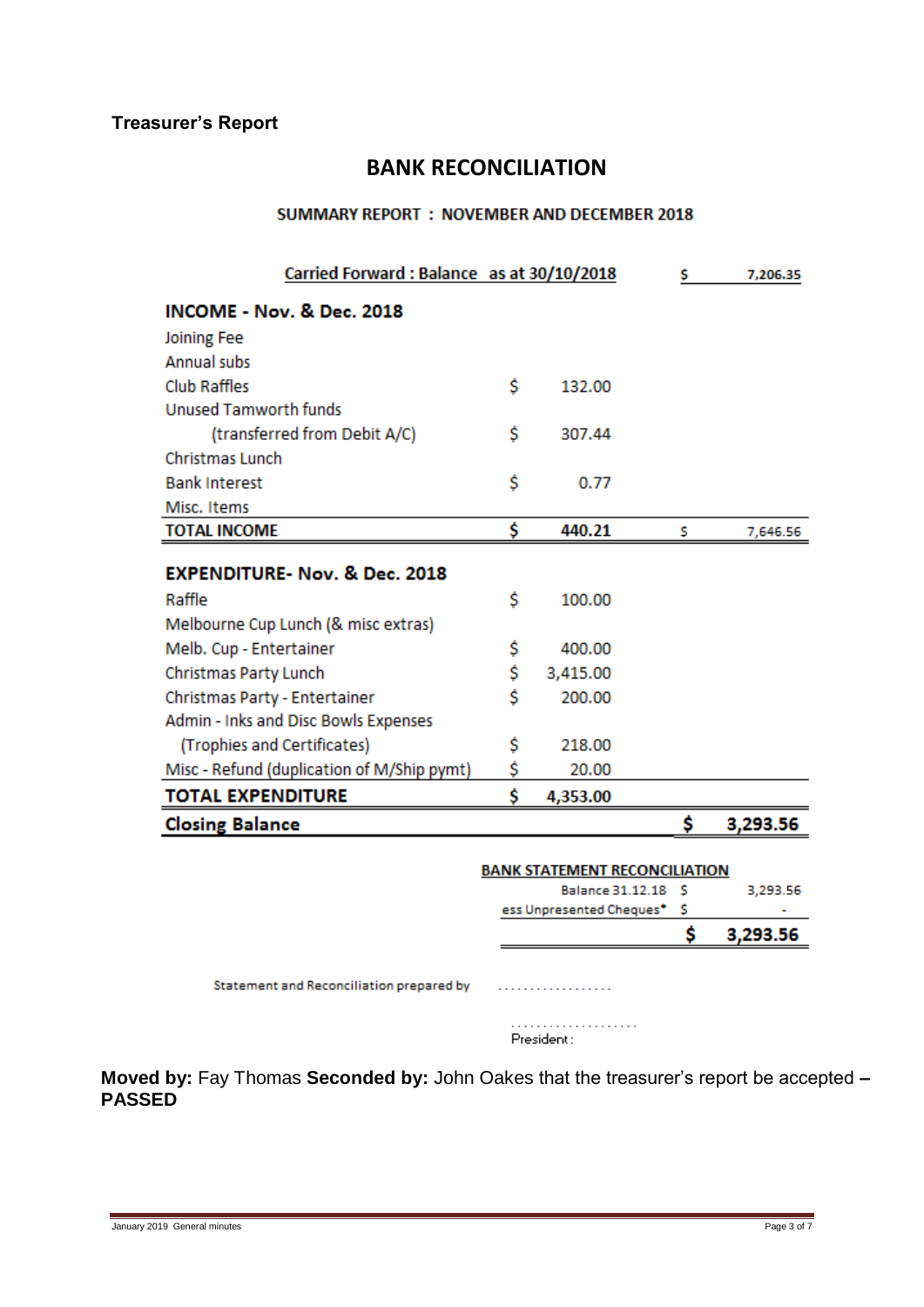**Treasurer's Report**

# BANK RECONCILIATION

## SUMMARY REPORT : NOVEMBER AND DECEMBER 2018

| Carried Forward : Balance as at 30/10/2018 | | $ 7,206.35 |
|---|---|---|
| **INCOME - Nov. & Dec. 2018** | | |
| Joining Fee | | |
| Annual subs | | |
| Club Raffles | $ 132.00 | |
| Unused Tamworth funds | | |
| (transferred from Debit A/C) | $ 307.44 | |
| Christmas Lunch | | |
| Bank Interest | $ 0.77 | |
| Misc. Items | | |
| **TOTAL INCOME** | **$ 440.21** | $ 7,646.56 |
| **EXPENDITURE- Nov. & Dec. 2018** | | |
| Raffle | $ 100.00 | |
| Melbourne Cup Lunch (& misc extras) | | |
| Melb. Cup - Entertainer | $ 400.00 | |
| Christmas Party Lunch | $ 3,415.00 | |
| Christmas Party - Entertainer | $ 200.00 | |
| Admin - Inks and Disc Bowls Expenses | | |
| (Trophies and Certificates) | $ 218.00 | |
| Misc - Refund (duplication of M/Ship pymt) | $ 20.00 | |
| **TOTAL EXPENDITURE** | **$ 4,353.00** | |
| **Closing Balance** | | **$ 3,293.56** |

**BANK STATEMENT RECONCILIATION**

| | |
|---|---|
| Balance 31.12.18 | $ 3,293.56 |
| ess Unpresented Cheques* | $ - |
| | **$ 3,293.56** |

Statement and Reconciliation prepared by ..................

....................
President:

**Moved by:** Fay Thomas **Seconded by:** John Oakes that the treasurer's report be accepted **– PASSED**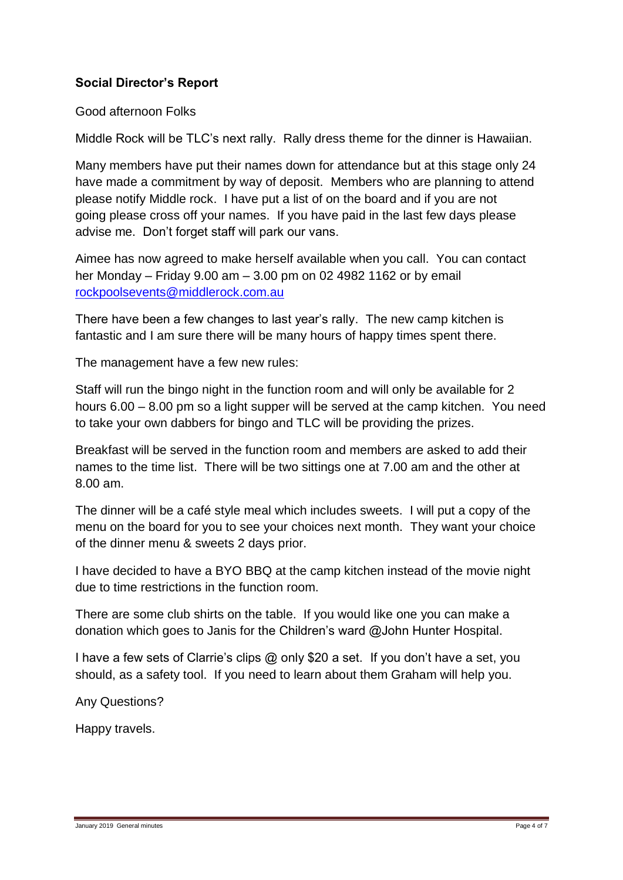**Social Director's Report**

Good afternoon Folks

Middle Rock will be TLC's next rally. Rally dress theme for the dinner is Hawaiian.

Many members have put their names down for attendance but at this stage only 24 have made a commitment by way of deposit. Members who are planning to attend please notify Middle rock. I have put a list of on the board and if you are not going please cross off your names. If you have paid in the last few days please advise me. Don't forget staff will park our vans.

Aimee has now agreed to make herself available when you call. You can contact her Monday – Friday 9.00 am – 3.00 pm on 02 4982 1162 or by email rockpoolsevents@middlerock.com.au

There have been a few changes to last year's rally. The new camp kitchen is fantastic and I am sure there will be many hours of happy times spent there.

The management have a few new rules:

Staff will run the bingo night in the function room and will only be available for 2 hours 6.00 – 8.00 pm so a light supper will be served at the camp kitchen. You need to take your own dabbers for bingo and TLC will be providing the prizes.

Breakfast will be served in the function room and members are asked to add their names to the time list. There will be two sittings one at 7.00 am and the other at 8.00 am.

The dinner will be a café style meal which includes sweets. I will put a copy of the menu on the board for you to see your choices next month. They want your choice of the dinner menu & sweets 2 days prior.

I have decided to have a BYO BBQ at the camp kitchen instead of the movie night due to time restrictions in the function room.

There are some club shirts on the table. If you would like one you can make a donation which goes to Janis for the Children's ward @John Hunter Hospital.

I have a few sets of Clarrie's clips @ only $20 a set. If you don't have a set, you should, as a safety tool. If you need to learn about them Graham will help you.

Any Questions?

Happy travels.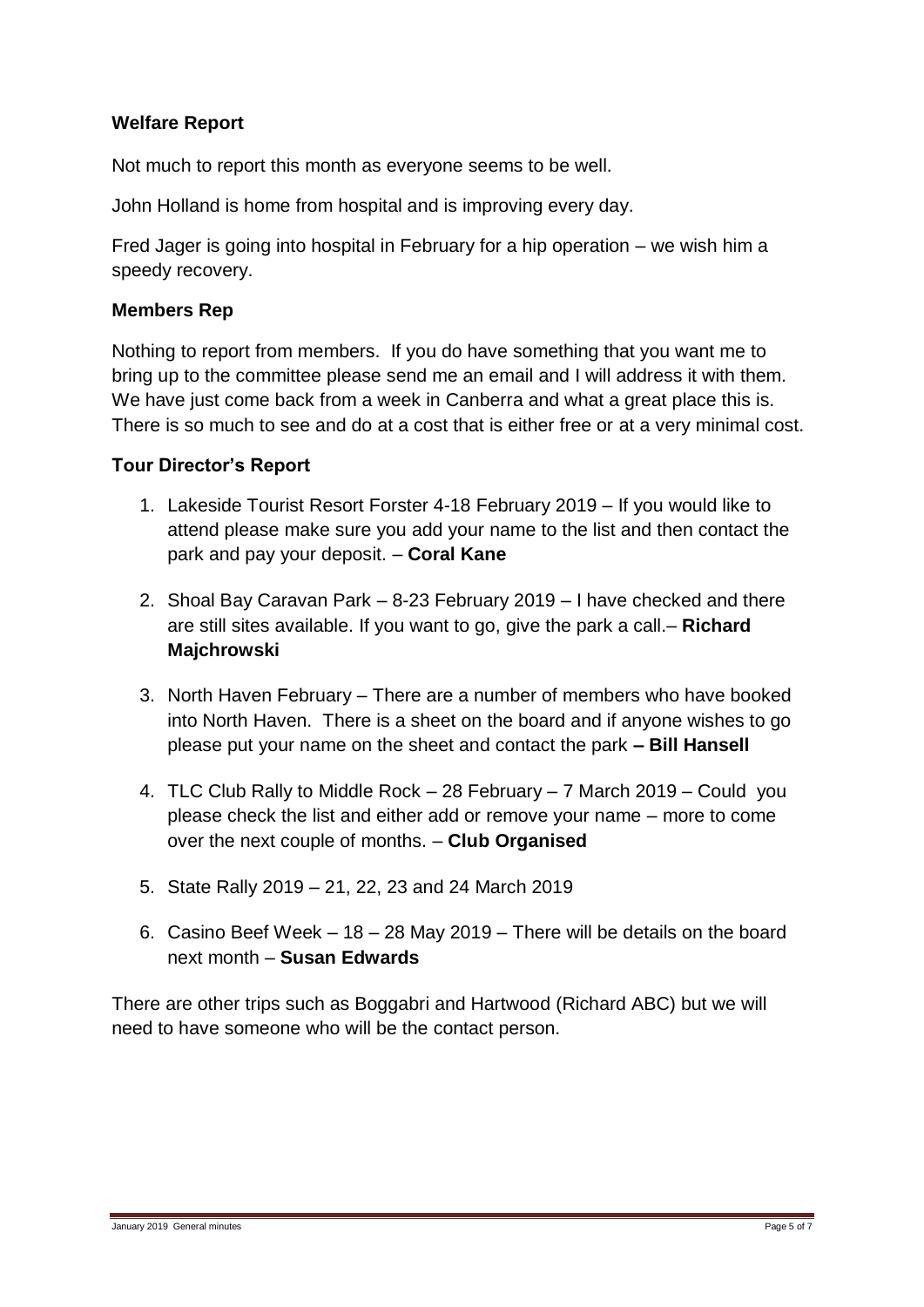**Welfare Report**

Not much to report this month as everyone seems to be well.

John Holland is home from hospital and is improving every day.

Fred Jager is going into hospital in February for a hip operation – we wish him a speedy recovery.

**Members Rep**

Nothing to report from members. If you do have something that you want me to bring up to the committee please send me an email and I will address it with them. We have just come back from a week in Canberra and what a great place this is. There is so much to see and do at a cost that is either free or at a very minimal cost.

**Tour Director's Report**

1. Lakeside Tourist Resort Forster 4-18 February 2019 – If you would like to attend please make sure you add your name to the list and then contact the park and pay your deposit. – **Coral Kane**

2. Shoal Bay Caravan Park – 8-23 February 2019 – I have checked and there are still sites available. If you want to go, give the park a call.– **Richard Majchrowski**

3. North Haven February – There are a number of members who have booked into North Haven. There is a sheet on the board and if anyone wishes to go please put your name on the sheet and contact the park **– Bill Hansell**

4. TLC Club Rally to Middle Rock – 28 February – 7 March 2019 – Could you please check the list and either add or remove your name – more to come over the next couple of months. – **Club Organised**

5. State Rally 2019 – 21, 22, 23 and 24 March 2019

6. Casino Beef Week – 18 – 28 May 2019 – There will be details on the board next month – **Susan Edwards**

There are other trips such as Boggabri and Hartwood (Richard ABC) but we will need to have someone who will be the contact person.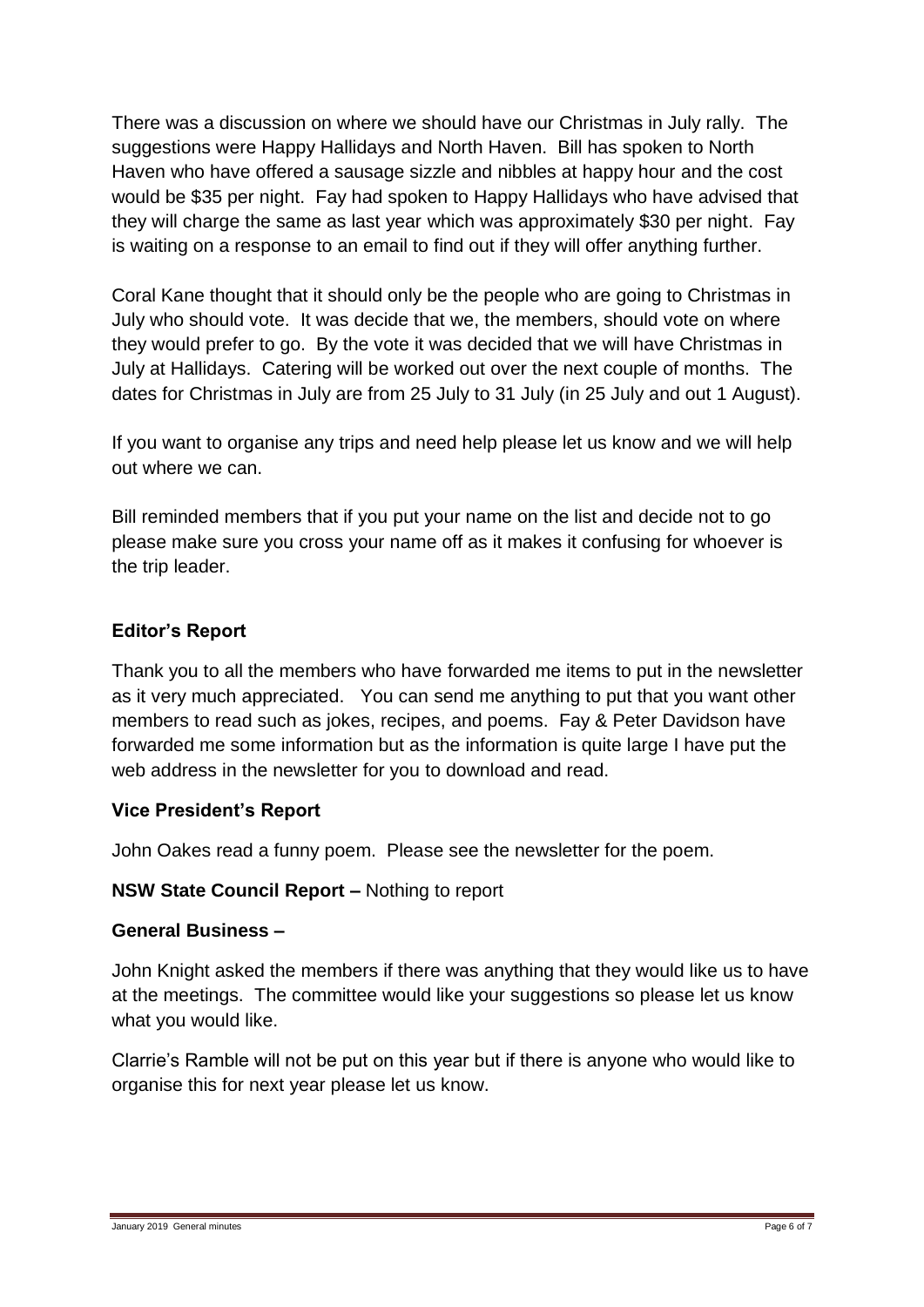There was a discussion on where we should have our Christmas in July rally. The suggestions were Happy Hallidays and North Haven. Bill has spoken to North Haven who have offered a sausage sizzle and nibbles at happy hour and the cost would be $35 per night. Fay had spoken to Happy Hallidays who have advised that they will charge the same as last year which was approximately $30 per night. Fay is waiting on a response to an email to find out if they will offer anything further.

Coral Kane thought that it should only be the people who are going to Christmas in July who should vote. It was decide that we, the members, should vote on where they would prefer to go. By the vote it was decided that we will have Christmas in July at Hallidays. Catering will be worked out over the next couple of months. The dates for Christmas in July are from 25 July to 31 July (in 25 July and out 1 August).

If you want to organise any trips and need help please let us know and we will help out where we can.

Bill reminded members that if you put your name on the list and decide not to go please make sure you cross your name off as it makes it confusing for whoever is the trip leader.

**Editor's Report**

Thank you to all the members who have forwarded me items to put in the newsletter as it very much appreciated. You can send me anything to put that you want other members to read such as jokes, recipes, and poems. Fay & Peter Davidson have forwarded me some information but as the information is quite large I have put the web address in the newsletter for you to download and read.

**Vice President's Report**

John Oakes read a funny poem. Please see the newsletter for the poem.

**NSW State Council Report –** Nothing to report

**General Business –**

John Knight asked the members if there was anything that they would like us to have at the meetings. The committee would like your suggestions so please let us know what you would like.

Clarrie's Ramble will not be put on this year but if there is anyone who would like to organise this for next year please let us know.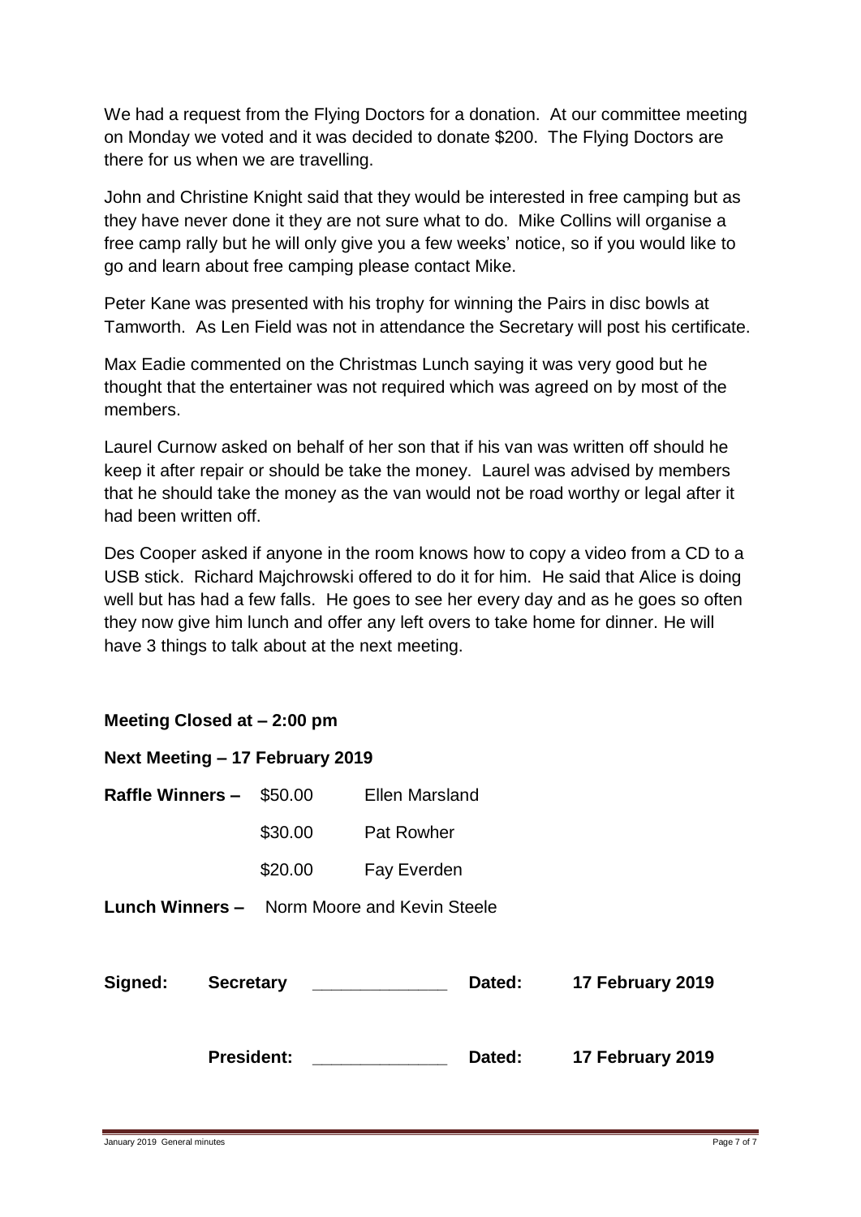We had a request from the Flying Doctors for a donation. At our committee meeting on Monday we voted and it was decided to donate $200. The Flying Doctors are there for us when we are travelling.

John and Christine Knight said that they would be interested in free camping but as they have never done it they are not sure what to do. Mike Collins will organise a free camp rally but he will only give you a few weeks' notice, so if you would like to go and learn about free camping please contact Mike.

Peter Kane was presented with his trophy for winning the Pairs in disc bowls at Tamworth. As Len Field was not in attendance the Secretary will post his certificate.

Max Eadie commented on the Christmas Lunch saying it was very good but he thought that the entertainer was not required which was agreed on by most of the members.

Laurel Curnow asked on behalf of her son that if his van was written off should he keep it after repair or should be take the money. Laurel was advised by members that he should take the money as the van would not be road worthy or legal after it had been written off.

Des Cooper asked if anyone in the room knows how to copy a video from a CD to a USB stick. Richard Majchrowski offered to do it for him. He said that Alice is doing well but has had a few falls. He goes to see her every day and as he goes so often they now give him lunch and offer any left overs to take home for dinner. He will have 3 things to talk about at the next meeting.

**Meeting Closed at – 2:00 pm**

**Next Meeting – 17 February 2019**

| | | |
|---|---|---|
| **Raffle Winners –** | $50.00 | Ellen Marsland |
| | $30.00 | Pat Rowher |
| | $20.00 | Fay Everden |

**Lunch Winners –** Norm Moore and Kevin Steele

| | | | | |
|---|---|---|---|---|
| **Signed:** | **Secretary** | _____________ | **Dated:** | **17 February 2019** |
| | **President:** | _____________ | **Dated:** | **17 February 2019** |